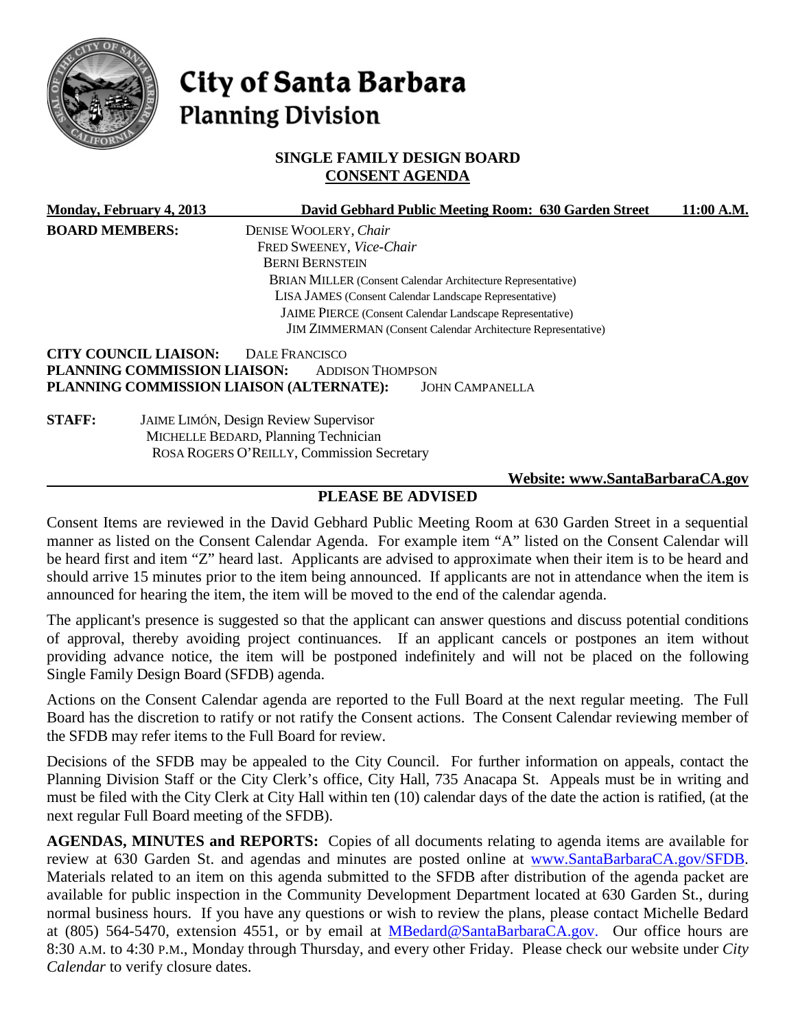# City of Santa Barbara
## Planning Division

### SINGLE FAMILY DESIGN BOARD
### CONSENT AGENDA

**Monday, February 4, 2013** **David Gebhard Public Meeting Room: 630 Garden Street** **11:00 A.M.**

**BOARD MEMBERS:**
DENISE WOOLERY, *Chair*
FRED SWEENEY, *Vice-Chair*
BERNI BERNSTEIN
BRIAN MILLER (Consent Calendar Architecture Representative)
LISA JAMES (Consent Calendar Landscape Representative)
JAIME PIERCE (Consent Calendar Landscape Representative)
JIM ZIMMERMAN (Consent Calendar Architecture Representative)

**CITY COUNCIL LIAISON:** DALE FRANCISCO
**PLANNING COMMISSION LIAISON:** ADDISON THOMPSON
**PLANNING COMMISSION LIAISON (ALTERNATE):** JOHN CAMPANELLA

**STAFF:**
JAIME LIMÓN, Design Review Supervisor
MICHELLE BEDARD, Planning Technician
ROSA ROGERS O'REILLY, Commission Secretary

**Website: www.SantaBarbaraCA.gov**

### PLEASE BE ADVISED

Consent Items are reviewed in the David Gebhard Public Meeting Room at 630 Garden Street in a sequential manner as listed on the Consent Calendar Agenda. For example item "A" listed on the Consent Calendar will be heard first and item "Z" heard last. Applicants are advised to approximate when their item is to be heard and should arrive 15 minutes prior to the item being announced. If applicants are not in attendance when the item is announced for hearing the item, the item will be moved to the end of the calendar agenda.

The applicant's presence is suggested so that the applicant can answer questions and discuss potential conditions of approval, thereby avoiding project continuances. If an applicant cancels or postpones an item without providing advance notice, the item will be postponed indefinitely and will not be placed on the following Single Family Design Board (SFDB) agenda.

Actions on the Consent Calendar agenda are reported to the Full Board at the next regular meeting. The Full Board has the discretion to ratify or not ratify the Consent actions. The Consent Calendar reviewing member of the SFDB may refer items to the Full Board for review.

Decisions of the SFDB may be appealed to the City Council. For further information on appeals, contact the Planning Division Staff or the City Clerk's office, City Hall, 735 Anacapa St. Appeals must be in writing and must be filed with the City Clerk at City Hall within ten (10) calendar days of the date the action is ratified, (at the next regular Full Board meeting of the SFDB).

**AGENDAS, MINUTES and REPORTS:** Copies of all documents relating to agenda items are available for review at 630 Garden St. and agendas and minutes are posted online at www.SantaBarbaraCA.gov/SFDB. Materials related to an item on this agenda submitted to the SFDB after distribution of the agenda packet are available for public inspection in the Community Development Department located at 630 Garden St., during normal business hours. If you have any questions or wish to review the plans, please contact Michelle Bedard at (805) 564-5470, extension 4551, or by email at MBedard@SantaBarbaraCA.gov. Our office hours are 8:30 A.M. to 4:30 P.M., Monday through Thursday, and every other Friday. Please check our website under *City Calendar* to verify closure dates.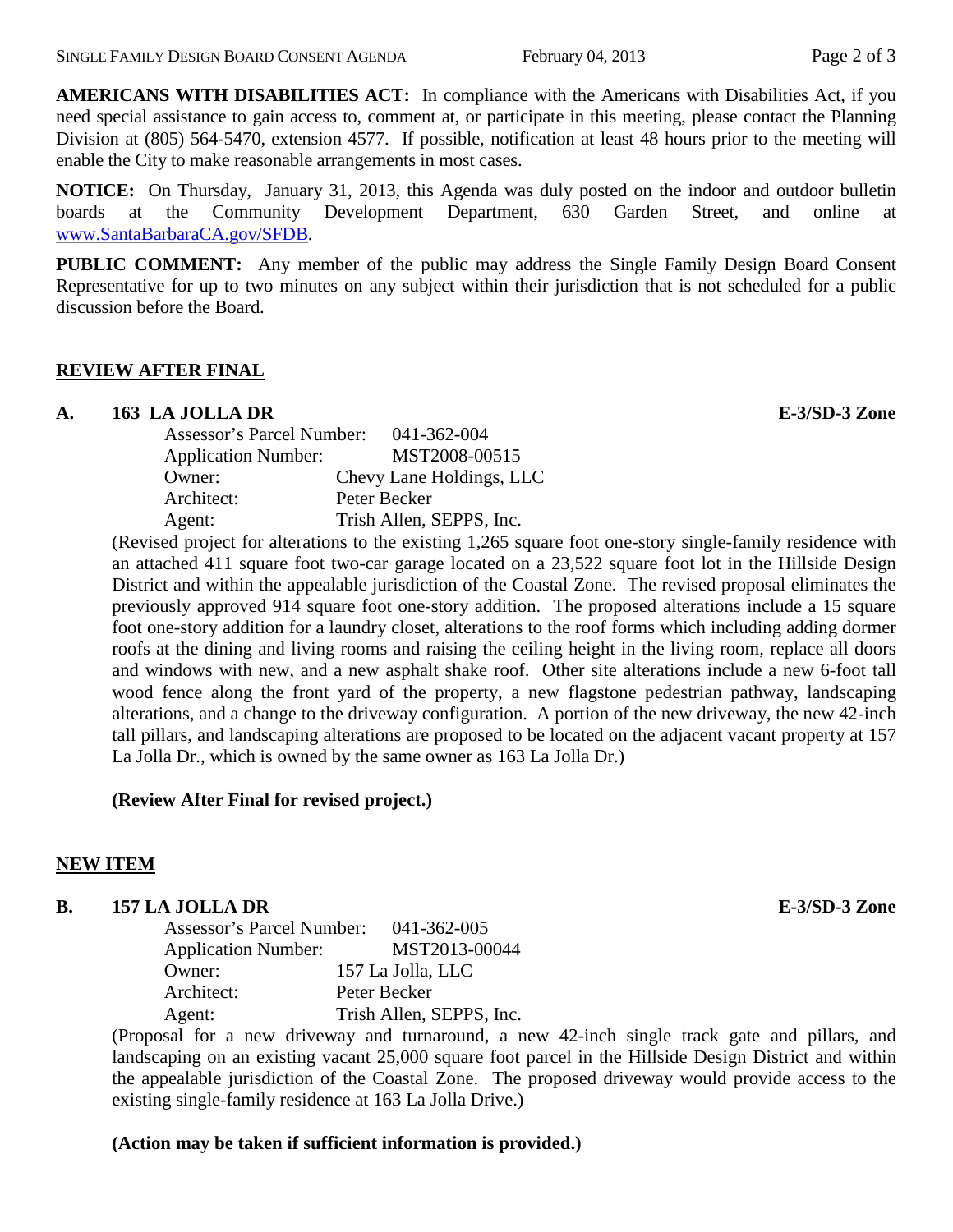**AMERICANS WITH DISABILITIES ACT:** In compliance with the Americans with Disabilities Act, if you need special assistance to gain access to, comment at, or participate in this meeting, please contact the Planning Division at (805) 564-5470, extension 4577. If possible, notification at least 48 hours prior to the meeting will enable the City to make reasonable arrangements in most cases.

**NOTICE:** On Thursday, January 31, 2013, this Agenda was duly posted on the indoor and outdoor bulletin boards at the Community Development Department, 630 Garden Street, and online at www.SantaBarbaraCA.gov/SFDB.

**PUBLIC COMMENT:** Any member of the public may address the Single Family Design Board Consent Representative for up to two minutes on any subject within their jurisdiction that is not scheduled for a public discussion before the Board.

## REVIEW AFTER FINAL

### A. 163 LA JOLLA DR — E-3/SD-3 Zone

Assessor's Parcel Number: 041-362-004
Application Number: MST2008-00515
Owner: Chevy Lane Holdings, LLC
Architect: Peter Becker
Agent: Trish Allen, SEPPS, Inc.

(Revised project for alterations to the existing 1,265 square foot one-story single-family residence with an attached 411 square foot two-car garage located on a 23,522 square foot lot in the Hillside Design District and within the appealable jurisdiction of the Coastal Zone. The revised proposal eliminates the previously approved 914 square foot one-story addition. The proposed alterations include a 15 square foot one-story addition for a laundry closet, alterations to the roof forms which including adding dormer roofs at the dining and living rooms and raising the ceiling height in the living room, replace all doors and windows with new, and a new asphalt shake roof. Other site alterations include a new 6-foot tall wood fence along the front yard of the property, a new flagstone pedestrian pathway, landscaping alterations, and a change to the driveway configuration. A portion of the new driveway, the new 42-inch tall pillars, and landscaping alterations are proposed to be located on the adjacent vacant property at 157 La Jolla Dr., which is owned by the same owner as 163 La Jolla Dr.)

**(Review After Final for revised project.)**

## NEW ITEM

### B. 157 LA JOLLA DR — E-3/SD-3 Zone

Assessor's Parcel Number: 041-362-005
Application Number: MST2013-00044
Owner: 157 La Jolla, LLC
Architect: Peter Becker
Agent: Trish Allen, SEPPS, Inc.

(Proposal for a new driveway and turnaround, a new 42-inch single track gate and pillars, and landscaping on an existing vacant 25,000 square foot parcel in the Hillside Design District and within the appealable jurisdiction of the Coastal Zone. The proposed driveway would provide access to the existing single-family residence at 163 La Jolla Drive.)

**(Action may be taken if sufficient information is provided.)**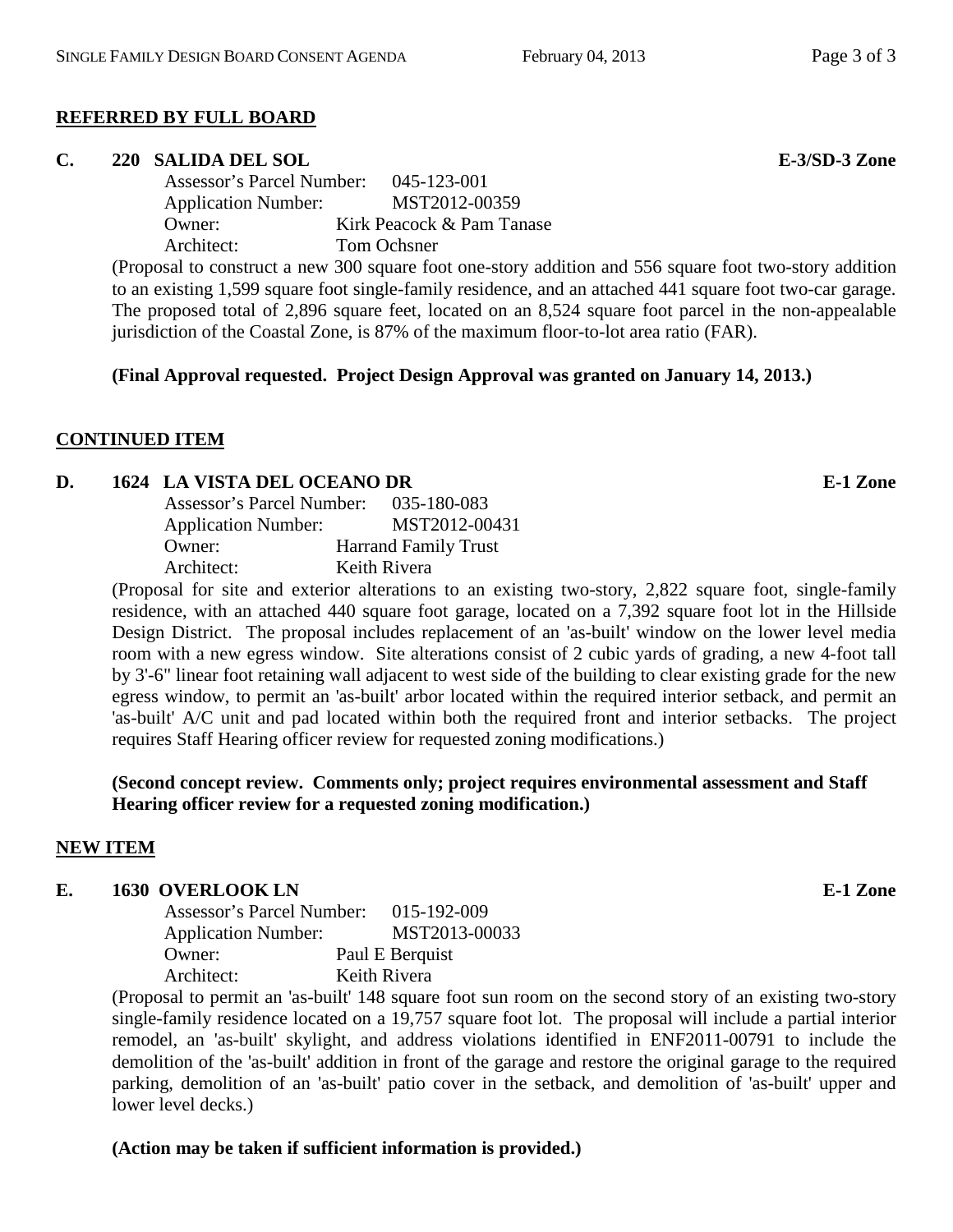## REFERRED BY FULL BOARD

**C. 220 SALIDA DEL SOL** **E-3/SD-3 Zone**

Assessor's Parcel Number: 045-123-001
Application Number: MST2012-00359
Owner: Kirk Peacock & Pam Tanase
Architect: Tom Ochsner

(Proposal to construct a new 300 square foot one-story addition and 556 square foot two-story addition to an existing 1,599 square foot single-family residence, and an attached 441 square foot two-car garage. The proposed total of 2,896 square feet, located on an 8,524 square foot parcel in the non-appealable jurisdiction of the Coastal Zone, is 87% of the maximum floor-to-lot area ratio (FAR).

**(Final Approval requested. Project Design Approval was granted on January 14, 2013.)**

## CONTINUED ITEM

**D. 1624 LA VISTA DEL OCEANO DR** **E-1 Zone**

Assessor's Parcel Number: 035-180-083
Application Number: MST2012-00431
Owner: Harrand Family Trust
Architect: Keith Rivera

(Proposal for site and exterior alterations to an existing two-story, 2,822 square foot, single-family residence, with an attached 440 square foot garage, located on a 7,392 square foot lot in the Hillside Design District. The proposal includes replacement of an 'as-built' window on the lower level media room with a new egress window. Site alterations consist of 2 cubic yards of grading, a new 4-foot tall by 3'-6" linear foot retaining wall adjacent to west side of the building to clear existing grade for the new egress window, to permit an 'as-built' arbor located within the required interior setback, and permit an 'as-built' A/C unit and pad located within both the required front and interior setbacks. The project requires Staff Hearing officer review for requested zoning modifications.)

**(Second concept review. Comments only; project requires environmental assessment and Staff Hearing officer review for a requested zoning modification.)**

## NEW ITEM

**E. 1630 OVERLOOK LN** **E-1 Zone**

Assessor's Parcel Number: 015-192-009
Application Number: MST2013-00033
Owner: Paul E Berquist
Architect: Keith Rivera

(Proposal to permit an 'as-built' 148 square foot sun room on the second story of an existing two-story single-family residence located on a 19,757 square foot lot. The proposal will include a partial interior remodel, an 'as-built' skylight, and address violations identified in ENF2011-00791 to include the demolition of the 'as-built' addition in front of the garage and restore the original garage to the required parking, demolition of an 'as-built' patio cover in the setback, and demolition of 'as-built' upper and lower level decks.)

**(Action may be taken if sufficient information is provided.)**